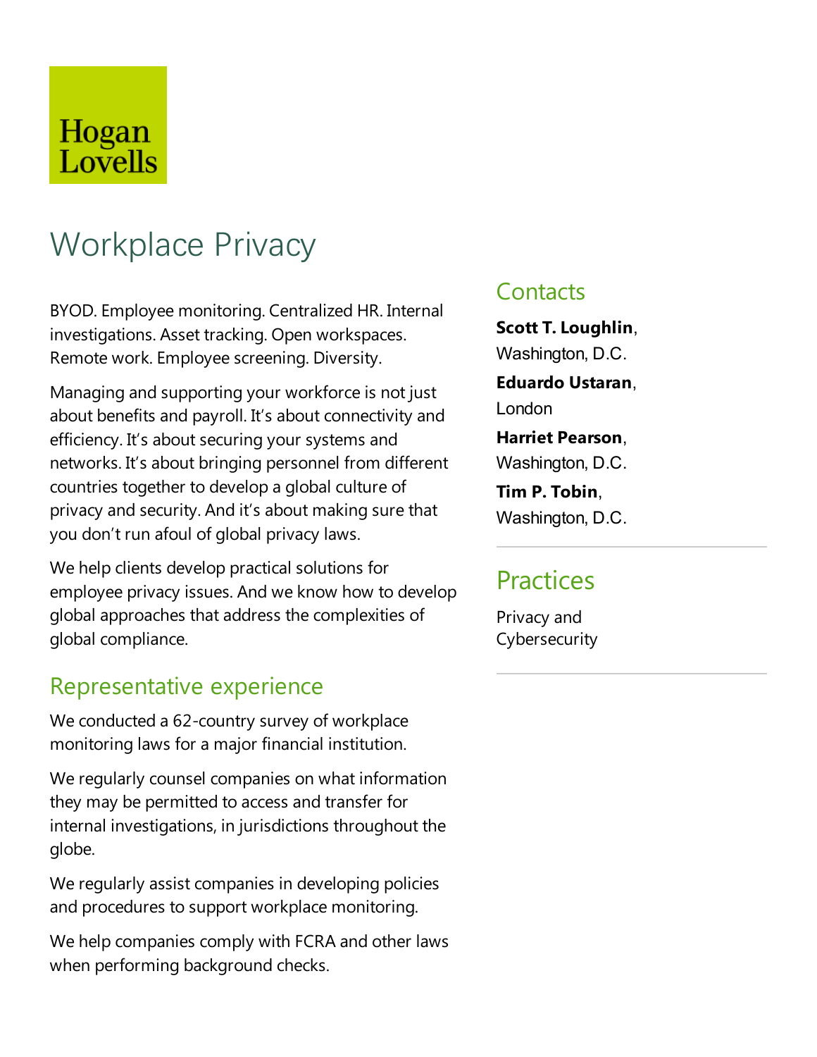Hogan Lovells

# Workplace Privacy

BYOD. Employee monitoring. Centralized HR. Internal investigations. Asset tracking. Open workspaces. Remote work. Employee screening. Diversity.

Managing and supporting your workforce is not just about benefits and payroll. It's about connectivity and efficiency. It's about securing your systems and networks. It's about bringing personnel from different countries together to develop a global culture of privacy and security. And it's about making sure that you don't run afoul of global privacy laws.

We help clients develop practical solutions for employee privacy issues. And we know how to develop global approaches that address the complexities of global compliance.

## Representative experience

We conducted a 62-country survey of workplace monitoring laws for a major financial institution.

We regularly counsel companies on what information they may be permitted to access and transfer for internal investigations, in jurisdictions throughout the globe.

We regularly assist companies in developing policies and procedures to support workplace monitoring.

We help companies comply with FCRA and other laws when performing background checks.

## Contacts

**Scott T. Loughlin**, Washington, D.C.

**Eduardo Ustaran**, London

**Harriet Pearson**, Washington, D.C.

**Tim P. Tobin**, Washington, D.C.

## Practices

Privacy and Cybersecurity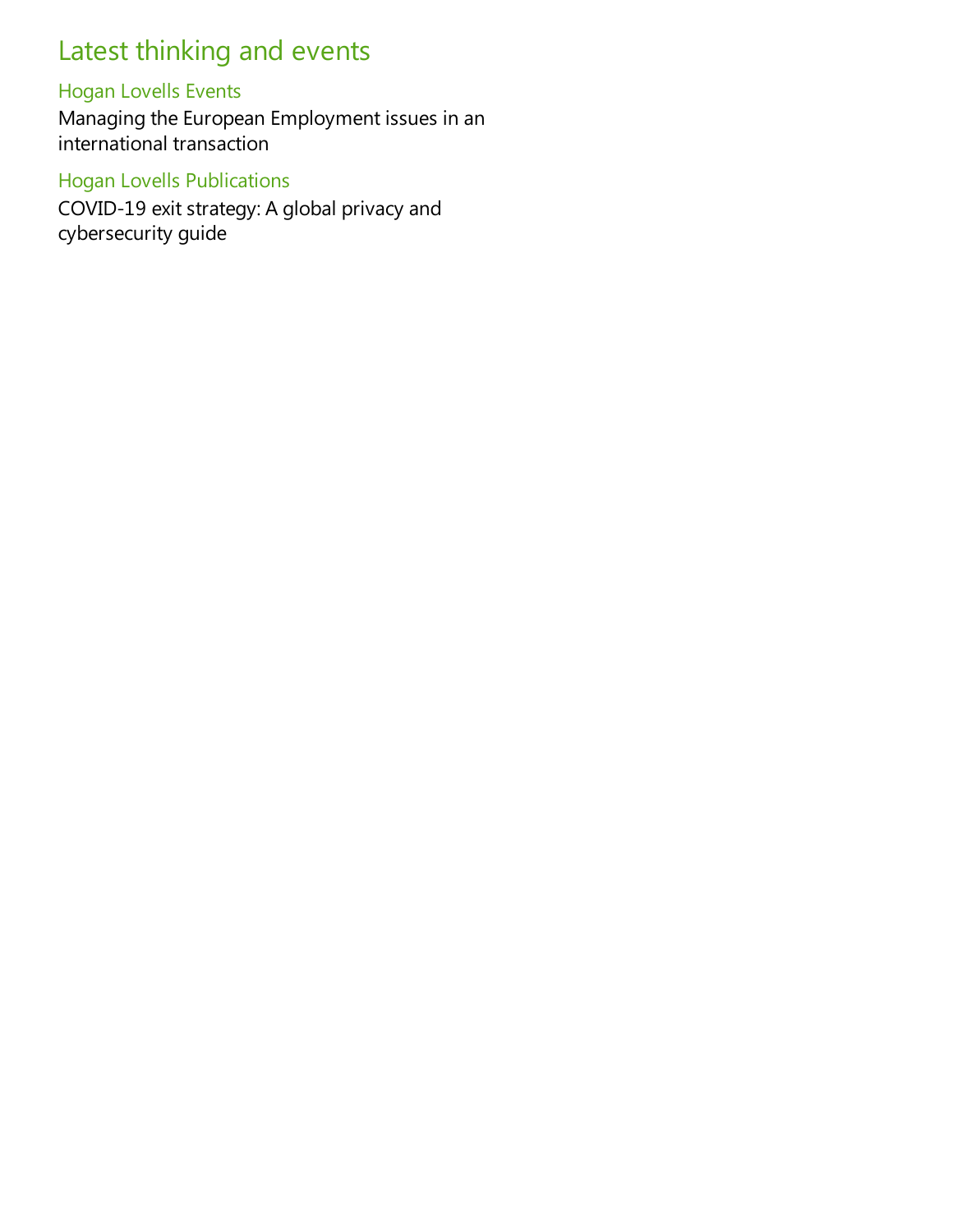# Latest thinking and events

## Hogan Lovells Events

Managing the European Employment issues in an international transaction

## Hogan Lovells Publications

COVID-19 exit strategy: A global privacy and cybersecurity guide